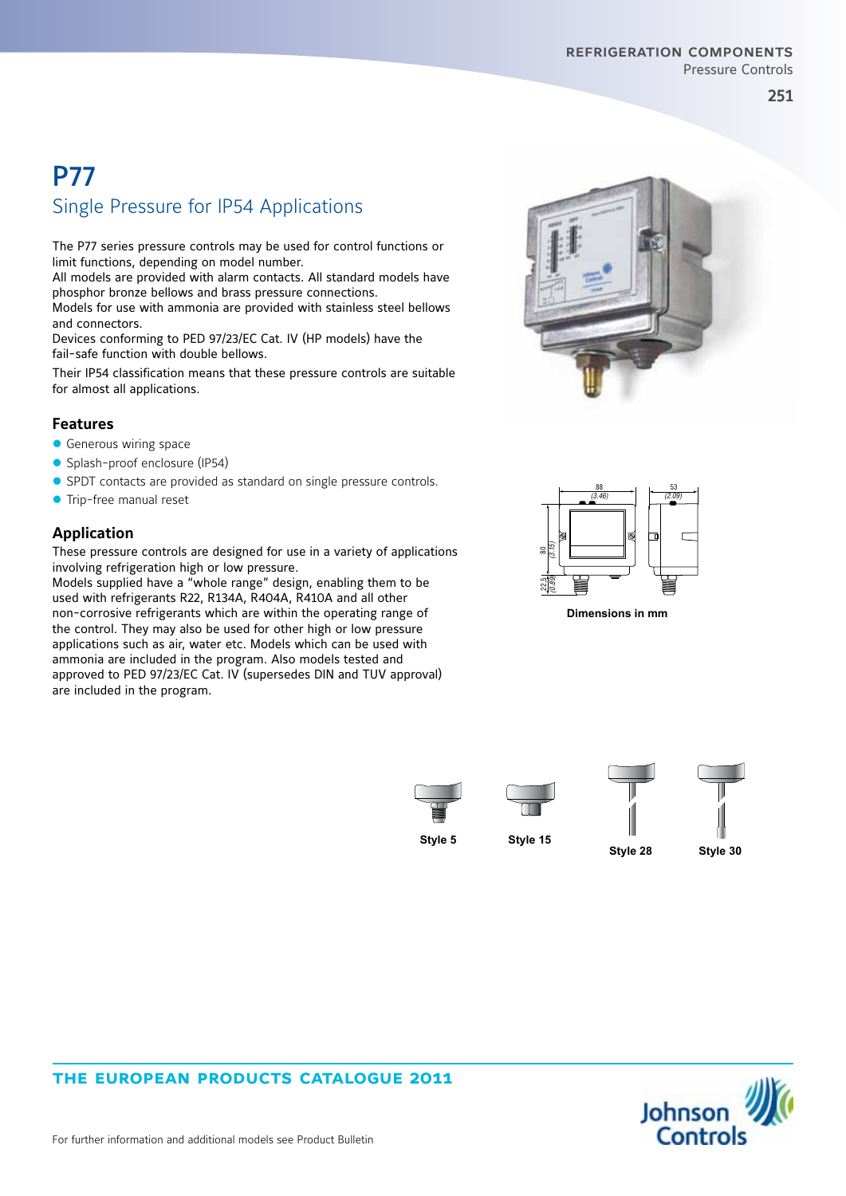# P77

## Single Pressure for IP54 Applications

The P77 series pressure controls may be used for control functions or limit functions, depending on model number.
All models are provided with alarm contacts. All standard models have phosphor bronze bellows and brass pressure connections.
Models for use with ammonia are provided with stainless steel bellows and connectors.
Devices conforming to PED 97/23/EC Cat. IV (HP models) have the fail-safe function with double bellows.

Their IP54 classification means that these pressure controls are suitable for almost all applications.

### Features

- Generous wiring space
- Splash-proof enclosure (IP54)
- SPDT contacts are provided as standard on single pressure controls.
- Trip-free manual reset

### Application

These pressure controls are designed for use in a variety of applications involving refrigeration high or low pressure.
Models supplied have a "whole range" design, enabling them to be used with refrigerants R22, R134A, R404A, R410A and all other non-corrosive refrigerants which are within the operating range of the control. They may also be used for other high or low pressure applications such as air, water etc. Models which can be used with ammonia are included in the program. Also models tested and approved to PED 97/23/EC Cat. IV (supersedes DIN and TUV approval) are included in the program.

88 (3.46) | 53 (2.09) | 80 (3.15) | 22.5 (0.89)

**Dimensions in mm**

**Style 5** | **Style 15** | **Style 28** | **Style 30**

For further information and additional models see Product Bulletin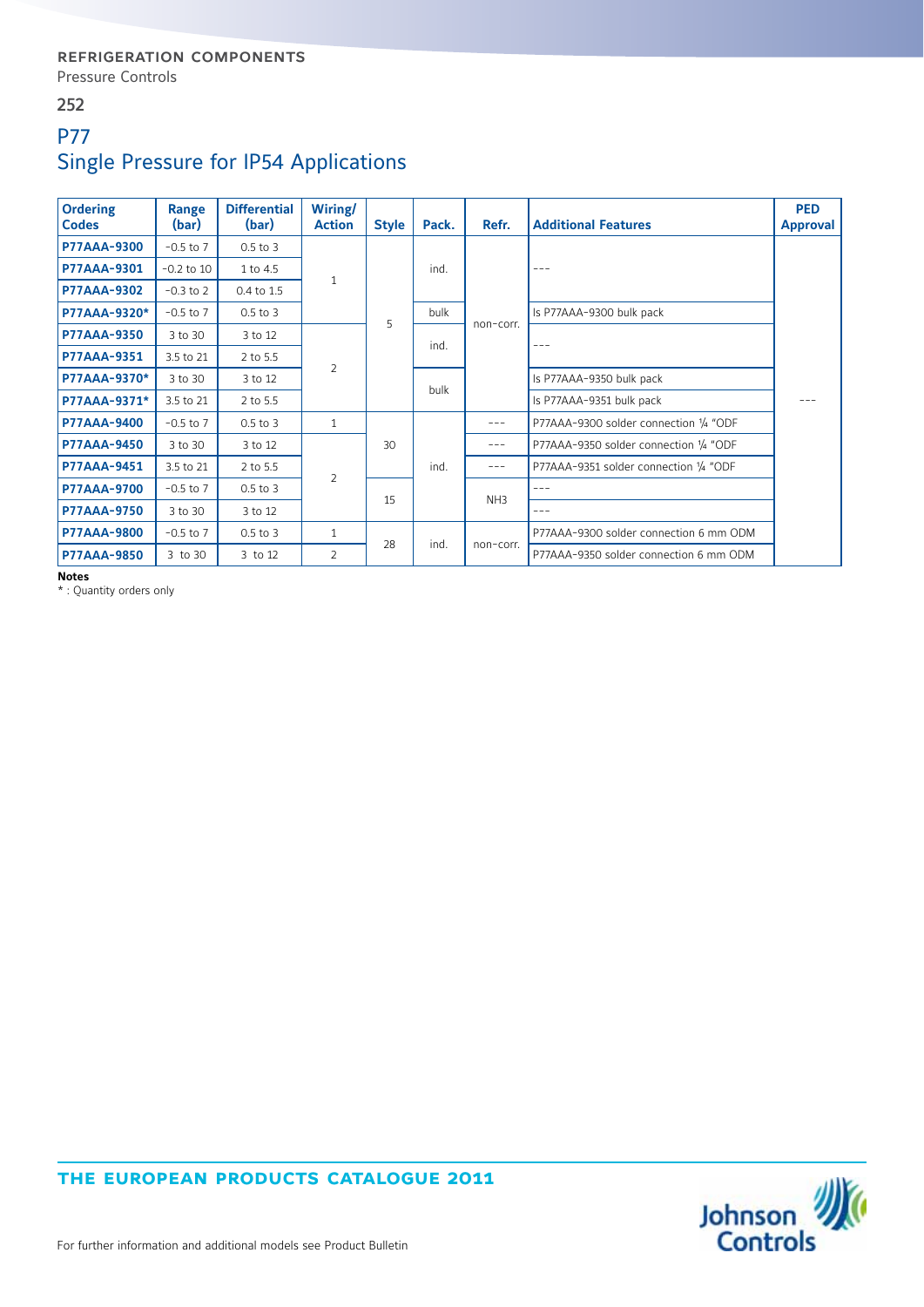# P77

## Single Pressure for IP54 Applications

| Ordering Codes | Range (bar) | Differential (bar) | Wiring/ Action | Style | Pack. | Refr. | Additional Features | PED Approval |
|---|---|---|---|---|---|---|---|---|
| **P77AAA-9300** | -0.5 to 7 | 0.5 to 3 | 1 | 5 | ind. | non-corr. | --- | --- |
| **P77AAA-9301** | -0.2 to 10 | 1 to 4.5 | 1 | 5 | ind. | non-corr. | --- | --- |
| **P77AAA-9302** | -0.3 to 2 | 0.4 to 1.5 | 1 | 5 | ind. | non-corr. | --- | --- |
| **P77AAA-9320*** | -0.5 to 7 | 0.5 to 3 | 1 | 5 | bulk | non-corr. | Is P77AAA-9300 bulk pack | --- |
| **P77AAA-9350** | 3 to 30 | 3 to 12 | 2 | 5 | ind. | non-corr. | --- | --- |
| **P77AAA-9351** | 3.5 to 21 | 2 to 5.5 | 2 | 5 | ind. | non-corr. | --- | --- |
| **P77AAA-9370*** | 3 to 30 | 3 to 12 | 2 | 5 | bulk | non-corr. | Is P77AAA-9350 bulk pack | --- |
| **P77AAA-9371*** | 3.5 to 21 | 2 to 5.5 | 2 | 5 | bulk | non-corr. | Is P77AAA-9351 bulk pack | --- |
| **P77AAA-9400** | -0.5 to 7 | 0.5 to 3 | 1 | 30 | ind. | --- | P77AAA-9300 solder connection ¼ "ODF | --- |
| **P77AAA-9450** | 3 to 30 | 3 to 12 | 2 | 30 | ind. | --- | P77AAA-9350 solder connection ¼ "ODF | --- |
| **P77AAA-9451** | 3.5 to 21 | 2 to 5.5 | 2 | 30 | ind. | --- | P77AAA-9351 solder connection ¼ "ODF | --- |
| **P77AAA-9700** | -0.5 to 7 | 0.5 to 3 | 2 | 15 | ind. | NH3 | --- | --- |
| **P77AAA-9750** | 3 to 30 | 3 to 12 | 2 | 15 | ind. | NH3 | --- | --- |
| **P77AAA-9800** | -0.5 to 7 | 0.5 to 3 | 1 | 28 | ind. | non-corr. | P77AAA-9300 solder connection 6 mm ODM | --- |
| **P77AAA-9850** | 3 to 30 | 3 to 12 | 2 | 28 | ind. | non-corr. | P77AAA-9350 solder connection 6 mm ODM | --- |

**Notes**

* : Quantity orders only

For further information and additional models see Product Bulletin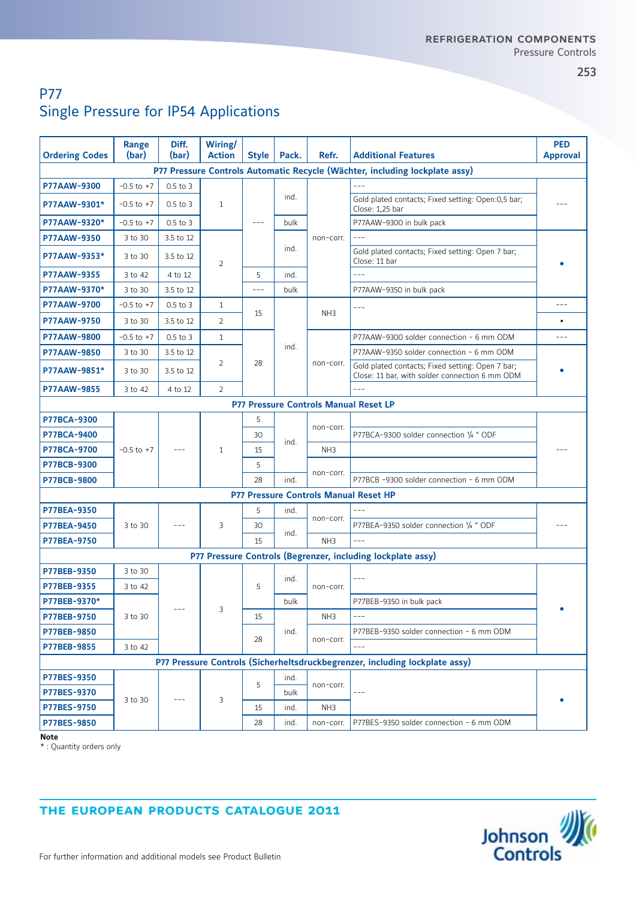# P77
## Single Pressure for IP54 Applications

| Ordering Codes | Range (bar) | Diff. (bar) | Wiring/ Action | Style | Pack. | Refr. | Additional Features | PED Approval |
|---|---|---|---|---|---|---|---|---|
| **P77 Pressure Controls Automatic Recycle (Wächter, including lockplate assy)** | | | | | | | | |
| P77AAW-9300 | -0.5 to +7 | 0.5 to 3 | 1 | --- | ind. | non-corr. | --- | --- |
| P77AAW-9301* | -0.5 to +7 | 0.5 to 3 | 1 | --- | ind. | non-corr. | Gold plated contacts; Fixed setting: Open:0,5 bar; Close: 1,25 bar | --- |
| P77AAW-9320* | -0.5 to +7 | 0.5 to 3 | 1 | --- | bulk | non-corr. | P77AAW-9300 in bulk pack | --- |
| P77AAW-9350 | 3 to 30 | 3.5 to 12 | 2 | --- | ind. | non-corr. | --- | • |
| P77AAW-9353* | 3 to 30 | 3.5 to 12 | 2 | --- | ind. | non-corr. | Gold plated contacts; Fixed setting: Open 7 bar; Close: 11 bar | • |
| P77AAW-9355 | 3 to 42 | 4 to 12 | 2 | 5 | ind. | non-corr. | --- | • |
| P77AAW-9370* | 3 to 30 | 3.5 to 12 | 2 | --- | bulk | non-corr. | P77AAW-9350 in bulk pack | • |
| P77AAW-9700 | -0.5 to +7 | 0.5 to 3 | 1 | 15 | ind. | NH3 | --- | --- |
| P77AAW-9750 | 3 to 30 | 3.5 to 12 | 2 | 15 | ind. | NH3 | --- | ▪ |
| P77AAW-9800 | -0.5 to +7 | 0.5 to 3 | 1 | 28 | ind. | non-corr. | P77AAW-9300 solder connection - 6 mm ODM | --- |
| P77AAW-9850 | 3 to 30 | 3.5 to 12 | 2 | 28 | ind. | non-corr. | P77AAW-9350 solder connection - 6 mm ODM | • |
| P77AAW-9851* | 3 to 30 | 3.5 to 12 | 2 | 28 | ind. | non-corr. | Gold plated contacts; Fixed setting: Open 7 bar; Close: 11 bar, with solder connection 6 mm ODM | • |
| P77AAW-9855 | 3 to 42 | 4 to 12 | 2 | 28 | ind. | non-corr. | --- | • |
| **P77 Pressure Controls Manual Reset LP** | | | | | | | | |
| P77BCA-9300 | -0.5 to +7 | --- | 1 | 5 | ind. | non-corr. | | --- |
| P77BCA-9400 | -0.5 to +7 | --- | 1 | 30 | ind. | non-corr. | P77BCA-9300 solder connection ¼ " ODF | --- |
| P77BCA-9700 | -0.5 to +7 | --- | 1 | 15 | ind. | NH3 | | --- |
| P77BCB-9300 | -0.5 to +7 | --- | 1 | 5 | ind. | non-corr. | | --- |
| P77BCB-9800 | -0.5 to +7 | --- | 1 | 28 | ind. | non-corr. | P77BCB -9300 solder connection - 6 mm ODM | --- |
| **P77 Pressure Controls Manual Reset HP** | | | | | | | | |
| P77BEA-9350 | 3 to 30 | --- | 3 | 5 | ind. | non-corr. | --- | --- |
| P77BEA-9450 | 3 to 30 | --- | 3 | 30 | ind. | non-corr. | P77BEA-9350 solder connection ¼ " ODF | --- |
| P77BEA-9750 | 3 to 30 | --- | 3 | 15 | ind. | NH3 | --- | --- |
| **P77 Pressure Controls (Begrenzer, including lockplate assy)** | | | | | | | | |
| P77BEB-9350 | 3 to 30 | --- | 3 | 5 | ind. | non-corr. | --- | • |
| P77BEB-9355 | 3 to 42 | --- | 3 | 5 | ind. | non-corr. | --- | • |
| P77BEB-9370* | 3 to 30 | --- | 3 | 5 | bulk | non-corr. | P77BEB-9350 in bulk pack | • |
| P77BEB-9750 | 3 to 30 | --- | 3 | 15 | ind. | NH3 | --- | • |
| P77BEB-9850 | 3 to 30 | --- | 3 | 28 | ind. | non-corr. | P77BEB-9350 solder connection - 6 mm ODM | • |
| P77BEB-9855 | 3 to 42 | --- | 3 | 28 | ind. | non-corr. | --- | • |
| **P77 Pressure Controls (Sicherheltsdruckbegrenzer, including lockplate assy)** | | | | | | | | |
| P77BES-9350 | 3 to 30 | --- | 3 | 5 | ind. | non-corr. | --- | • |
| P77BES-9370 | 3 to 30 | --- | 3 | 5 | bulk | non-corr. | --- | • |
| P77BES-9750 | 3 to 30 | --- | 3 | 15 | ind. | NH3 | --- | • |
| P77BES-9850 | 3 to 30 | --- | 3 | 28 | ind. | non-corr. | P77BES-9350 solder connection - 6 mm ODM | • |

**Note**
* : Quantity orders only

For further information and additional models see Product Bulletin